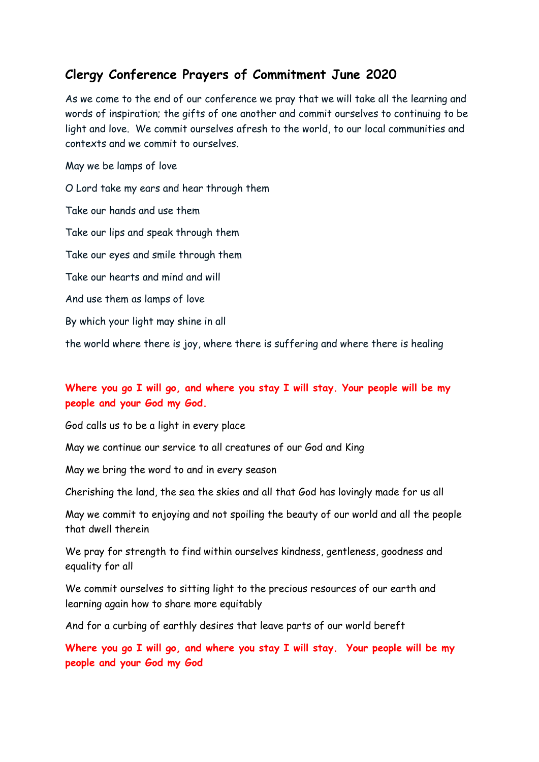## Clergy Conference Prayers of Commitment June 2020

As we come to the end of our conference we pray that we will take all the learning and words of inspiration; the gifts of one another and commit ourselves to continuing to be light and love. We commit ourselves afresh to the world, to our local communities and contexts and we commit to ourselves.

May we be lamps of love

O Lord take my ears and hear through them

Take our hands and use them

Take our lips and speak through them

Take our eyes and smile through them

Take our hearts and mind and will

And use them as lamps of love

By which your light may shine in all

the world where there is joy, where there is suffering and where there is healing

**Where you go I will go, and where you stay I will stay. Your people will be my people and your God my God.**

God calls us to be a light in every place

May we continue our service to all creatures of our God and King

May we bring the word to and in every season

Cherishing the land, the sea the skies and all that God has lovingly made for us all

May we commit to enjoying and not spoiling the beauty of our world and all the people that dwell therein

We pray for strength to find within ourselves kindness, gentleness, goodness and equality for all

We commit ourselves to sitting light to the precious resources of our earth and learning again how to share more equitably

And for a curbing of earthly desires that leave parts of our world bereft

**Where you go I will go, and where you stay I will stay. Your people will be my people and your God my God**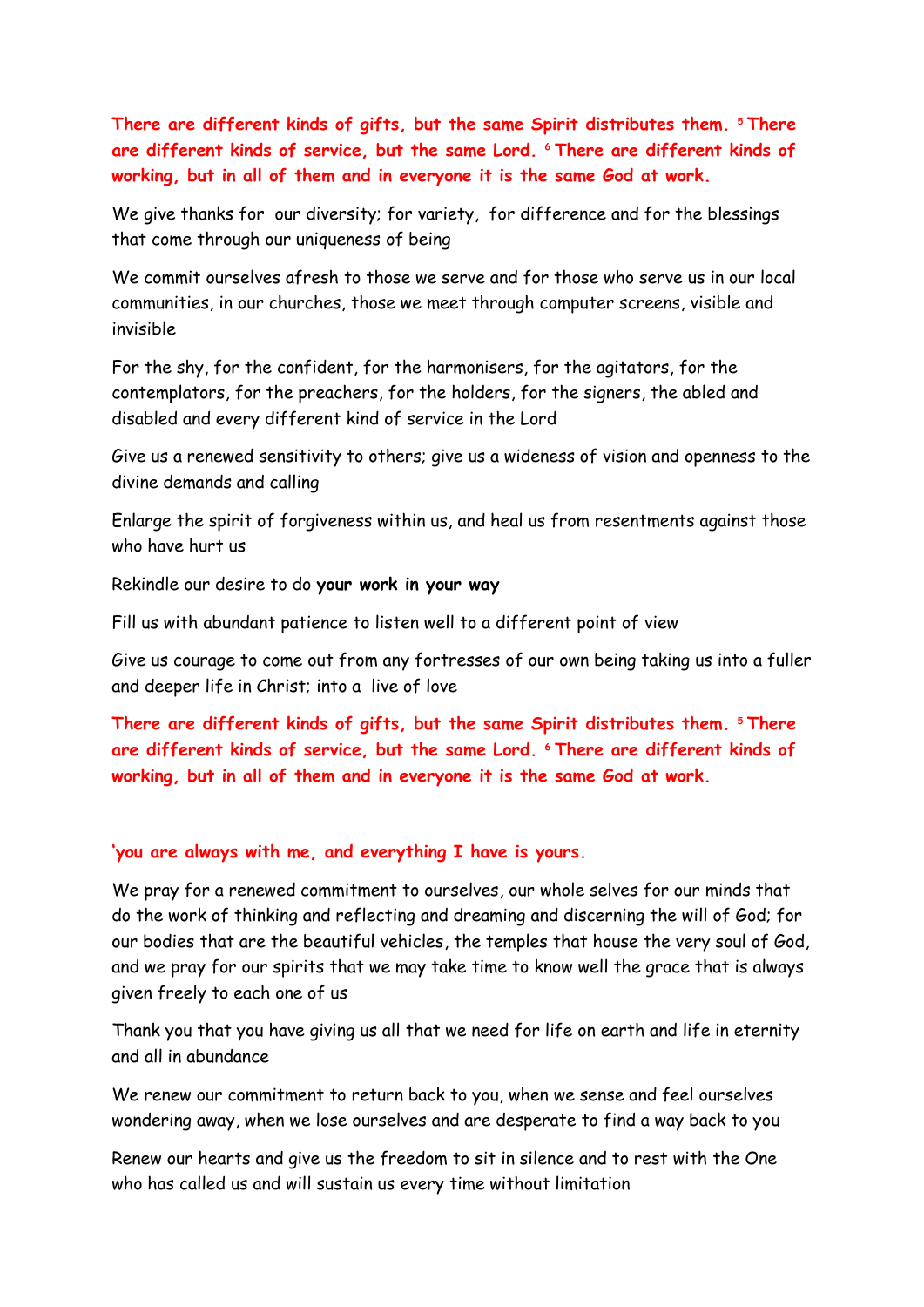**There are different kinds of gifts, but the same Spirit distributes them. [5] There are different kinds of service, but the same Lord. [6] There are different kinds of working, but in all of them and in everyone it is the same God at work.**

We give thanks for our diversity; for variety, for difference and for the blessings that come through our uniqueness of being

We commit ourselves afresh to those we serve and for those who serve us in our local communities, in our churches, those we meet through computer screens, visible and invisible

For the shy, for the confident, for the harmonisers, for the agitators, for the contemplators, for the preachers, for the holders, for the signers, the abled and disabled and every different kind of service in the Lord

Give us a renewed sensitivity to others; give us a wideness of vision and openness to the divine demands and calling

Enlarge the spirit of forgiveness within us, and heal us from resentments against those who have hurt us

Rekindle our desire to do **your work in your way**

Fill us with abundant patience to listen well to a different point of view

Give us courage to come out from any fortresses of our own being taking us into a fuller and deeper life in Christ; into a live of love

**There are different kinds of gifts, but the same Spirit distributes them. [5] There are different kinds of service, but the same Lord. [6] There are different kinds of working, but in all of them and in everyone it is the same God at work.**

**'you are always with me, and everything I have is yours.**

We pray for a renewed commitment to ourselves, our whole selves for our minds that do the work of thinking and reflecting and dreaming and discerning the will of God; for our bodies that are the beautiful vehicles, the temples that house the very soul of God, and we pray for our spirits that we may take time to know well the grace that is always given freely to each one of us

Thank you that you have giving us all that we need for life on earth and life in eternity and all in abundance

We renew our commitment to return back to you, when we sense and feel ourselves wondering away, when we lose ourselves and are desperate to find a way back to you

Renew our hearts and give us the freedom to sit in silence and to rest with the One who has called us and will sustain us every time without limitation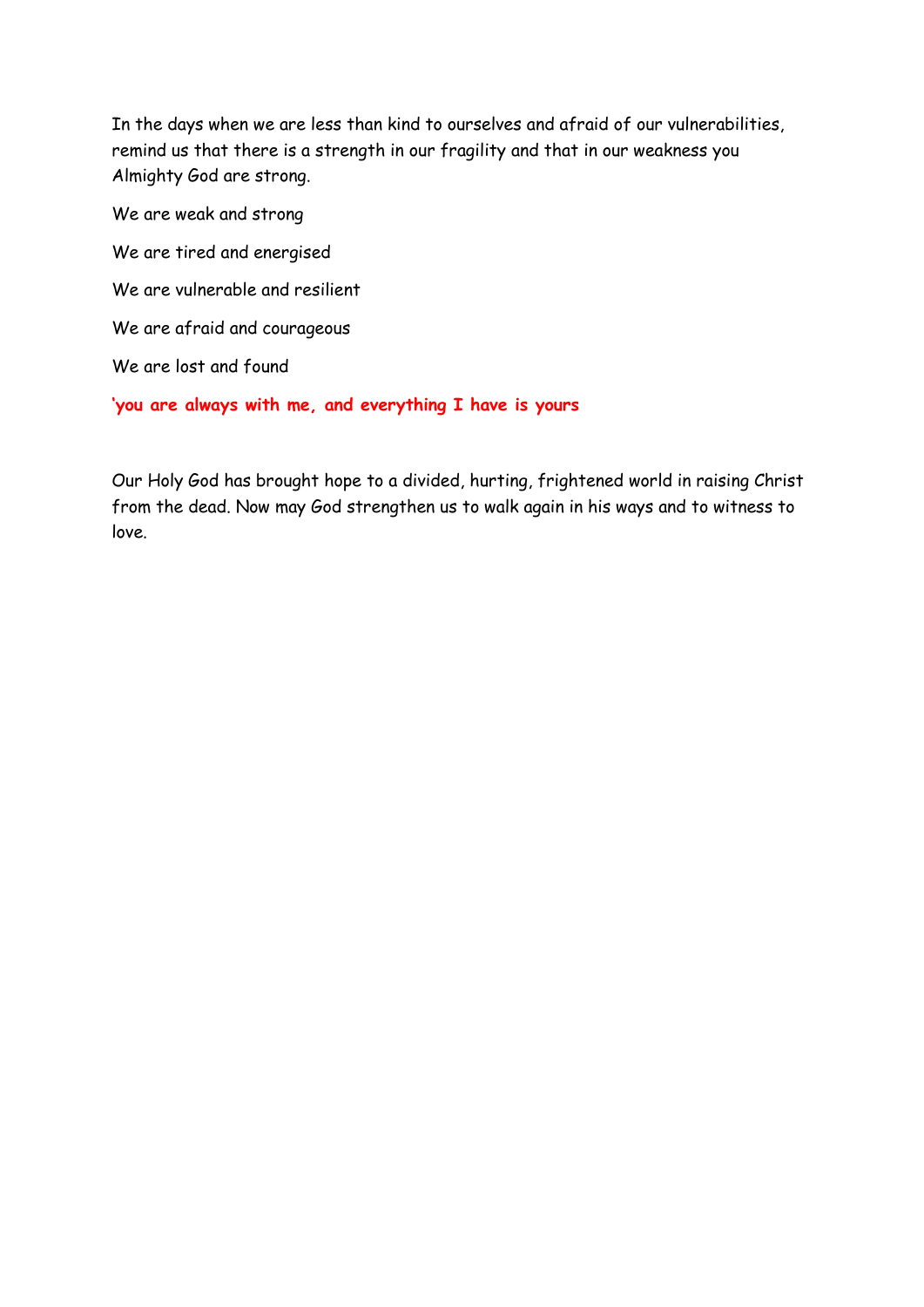In the days when we are less than kind to ourselves and afraid of our vulnerabilities, remind us that there is a strength in our fragility and that in our weakness you Almighty God are strong.

We are weak and strong

We are tired and energised

We are vulnerable and resilient

We are afraid and courageous

We are lost and found

**'you are always with me, and everything I have is yours**

Our Holy God has brought hope to a divided, hurting, frightened world in raising Christ from the dead. Now may God strengthen us to walk again in his ways and to witness to love.